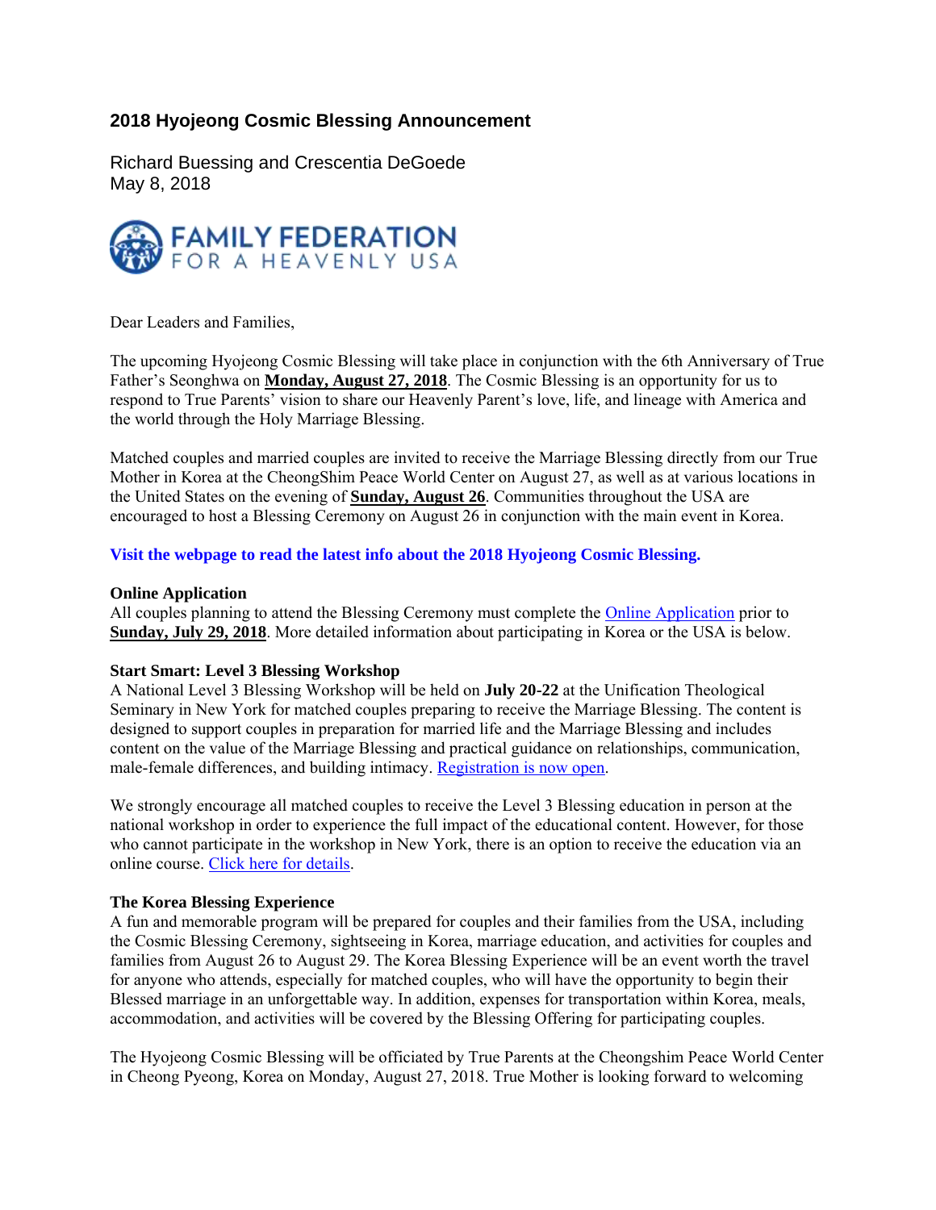# 2018 Hyojeong Cosmic Blessing Announcement

Richard Buessing and Crescentia DeGoede
May 8, 2018

FAMILY FEDERATION FOR A HEAVENLY USA

Dear Leaders and Families,

The upcoming Hyojeong Cosmic Blessing will take place in conjunction with the 6th Anniversary of True Father's Seonghwa on **Monday, August 27, 2018**. The Cosmic Blessing is an opportunity for us to respond to True Parents' vision to share our Heavenly Parent's love, life, and lineage with America and the world through the Holy Marriage Blessing.

Matched couples and married couples are invited to receive the Marriage Blessing directly from our True Mother in Korea at the CheongShim Peace World Center on August 27, as well as at various locations in the United States on the evening of **Sunday, August 26**. Communities throughout the USA are encouraged to host a Blessing Ceremony on August 26 in conjunction with the main event in Korea.

**Visit the webpage to read the latest info about the 2018 Hyojeong Cosmic Blessing.**

**Online Application**
All couples planning to attend the Blessing Ceremony must complete the Online Application prior to **Sunday, July 29, 2018**. More detailed information about participating in Korea or the USA is below.

**Start Smart: Level 3 Blessing Workshop**
A National Level 3 Blessing Workshop will be held on **July 20-22** at the Unification Theological Seminary in New York for matched couples preparing to receive the Marriage Blessing. The content is designed to support couples in preparation for married life and the Marriage Blessing and includes content on the value of the Marriage Blessing and practical guidance on relationships, communication, male-female differences, and building intimacy. Registration is now open.

We strongly encourage all matched couples to receive the Level 3 Blessing education in person at the national workshop in order to experience the full impact of the educational content. However, for those who cannot participate in the workshop in New York, there is an option to receive the education via an online course. Click here for details.

**The Korea Blessing Experience**
A fun and memorable program will be prepared for couples and their families from the USA, including the Cosmic Blessing Ceremony, sightseeing in Korea, marriage education, and activities for couples and families from August 26 to August 29. The Korea Blessing Experience will be an event worth the travel for anyone who attends, especially for matched couples, who will have the opportunity to begin their Blessed marriage in an unforgettable way. In addition, expenses for transportation within Korea, meals, accommodation, and activities will be covered by the Blessing Offering for participating couples.

The Hyojeong Cosmic Blessing will be officiated by True Parents at the Cheongshim Peace World Center in Cheong Pyeong, Korea on Monday, August 27, 2018. True Mother is looking forward to welcoming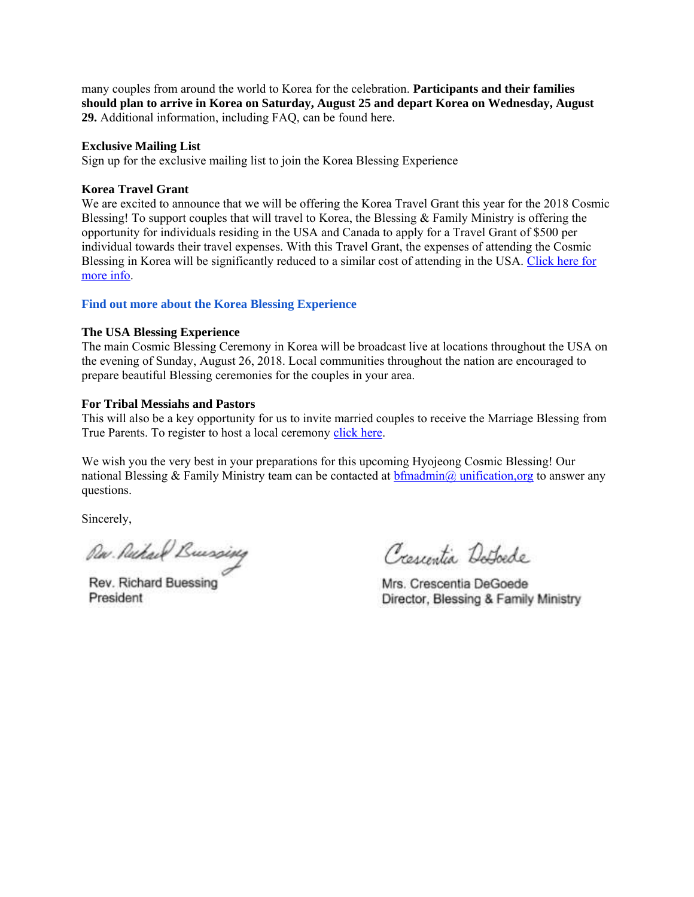many couples from around the world to Korea for the celebration. **Participants and their families should plan to arrive in Korea on Saturday, August 25 and depart Korea on Wednesday, August 29.** Additional information, including FAQ, can be found here.

**Exclusive Mailing List**
Sign up for the exclusive mailing list to join the Korea Blessing Experience

**Korea Travel Grant**
We are excited to announce that we will be offering the Korea Travel Grant this year for the 2018 Cosmic Blessing! To support couples that will travel to Korea, the Blessing & Family Ministry is offering the opportunity for individuals residing in the USA and Canada to apply for a Travel Grant of $500 per individual towards their travel expenses. With this Travel Grant, the expenses of attending the Cosmic Blessing in Korea will be significantly reduced to a similar cost of attending in the USA. Click here for more info.

**Find out more about the Korea Blessing Experience**

**The USA Blessing Experience**
The main Cosmic Blessing Ceremony in Korea will be broadcast live at locations throughout the USA on the evening of Sunday, August 26, 2018. Local communities throughout the nation are encouraged to prepare beautiful Blessing ceremonies for the couples in your area.

**For Tribal Messiahs and Pastors**
This will also be a key opportunity for us to invite married couples to receive the Marriage Blessing from True Parents. To register to host a local ceremony click here.

We wish you the very best in your preparations for this upcoming Hyojeong Cosmic Blessing! Our national Blessing & Family Ministry team can be contacted at bfmadmin@ unification,org to answer any questions.

Sincerely,

Rev. Richard Buessing
President

Mrs. Crescentia DeGoede
Director, Blessing & Family Ministry